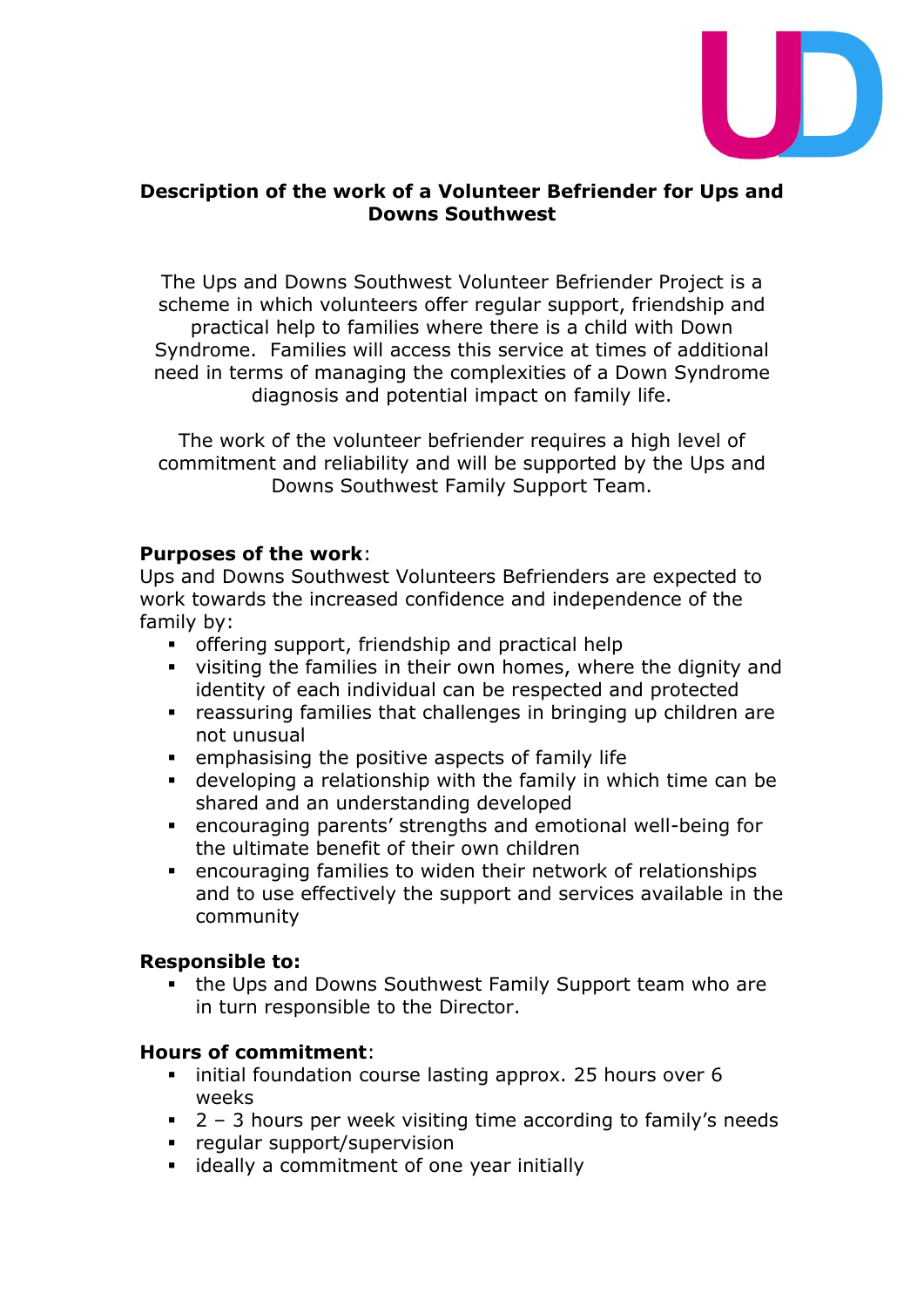# Description of the work of a Volunteer Befriender for Ups and Downs Southwest

The Ups and Downs Southwest Volunteer Befriender Project is a scheme in which volunteers offer regular support, friendship and practical help to families where there is a child with Down Syndrome. Families will access this service at times of additional need in terms of managing the complexities of a Down Syndrome diagnosis and potential impact on family life.

The work of the volunteer befriender requires a high level of commitment and reliability and will be supported by the Ups and Downs Southwest Family Support Team.

**Purposes of the work**:
Ups and Downs Southwest Volunteers Befrienders are expected to work towards the increased confidence and independence of the family by:

- offering support, friendship and practical help
- visiting the families in their own homes, where the dignity and identity of each individual can be respected and protected
- reassuring families that challenges in bringing up children are not unusual
- emphasising the positive aspects of family life
- developing a relationship with the family in which time can be shared and an understanding developed
- encouraging parents' strengths and emotional well-being for the ultimate benefit of their own children
- encouraging families to widen their network of relationships and to use effectively the support and services available in the community

**Responsible to:**

- the Ups and Downs Southwest Family Support team who are in turn responsible to the Director.

**Hours of commitment**:

- initial foundation course lasting approx. 25 hours over 6 weeks
- 2 – 3 hours per week visiting time according to family's needs
- regular support/supervision
- ideally a commitment of one year initially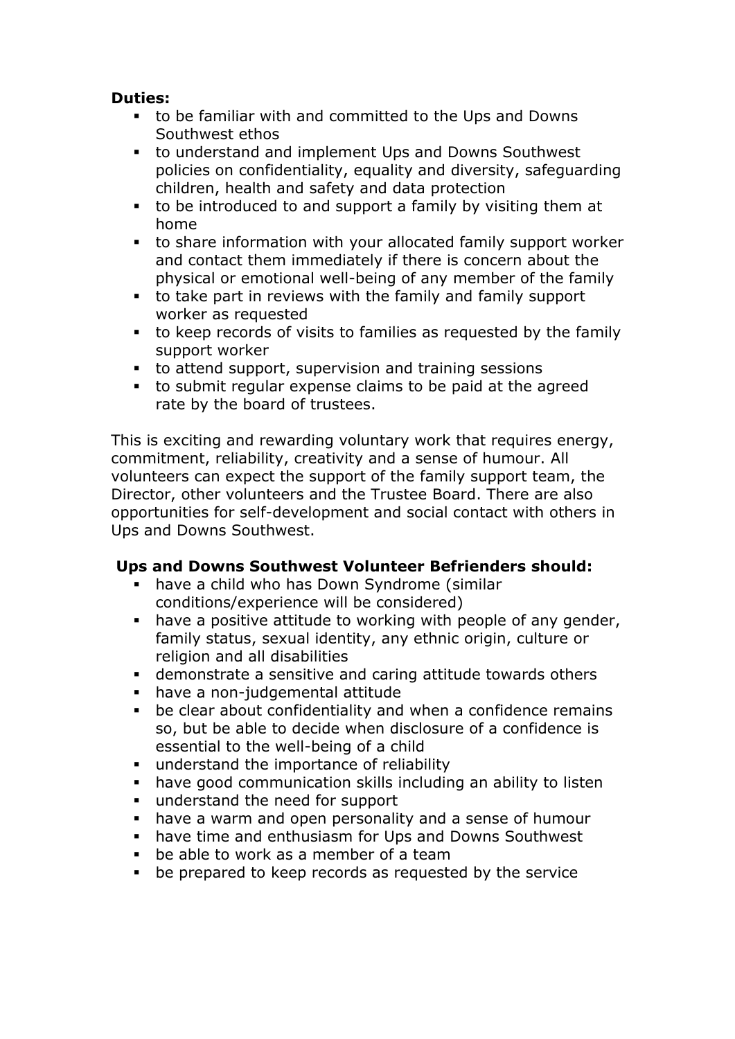**Duties:**

- to be familiar with and committed to the Ups and Downs Southwest ethos
- to understand and implement Ups and Downs Southwest policies on confidentiality, equality and diversity, safeguarding children, health and safety and data protection
- to be introduced to and support a family by visiting them at home
- to share information with your allocated family support worker and contact them immediately if there is concern about the physical or emotional well-being of any member of the family
- to take part in reviews with the family and family support worker as requested
- to keep records of visits to families as requested by the family support worker
- to attend support, supervision and training sessions
- to submit regular expense claims to be paid at the agreed rate by the board of trustees.

This is exciting and rewarding voluntary work that requires energy, commitment, reliability, creativity and a sense of humour. All volunteers can expect the support of the family support team, the Director, other volunteers and the Trustee Board. There are also opportunities for self-development and social contact with others in Ups and Downs Southwest.

**Ups and Downs Southwest Volunteer Befrienders should:**

- have a child who has Down Syndrome (similar conditions/experience will be considered)
- have a positive attitude to working with people of any gender, family status, sexual identity, any ethnic origin, culture or religion and all disabilities
- demonstrate a sensitive and caring attitude towards others
- have a non-judgemental attitude
- be clear about confidentiality and when a confidence remains so, but be able to decide when disclosure of a confidence is essential to the well-being of a child
- understand the importance of reliability
- have good communication skills including an ability to listen
- understand the need for support
- have a warm and open personality and a sense of humour
- have time and enthusiasm for Ups and Downs Southwest
- be able to work as a member of a team
- be prepared to keep records as requested by the service